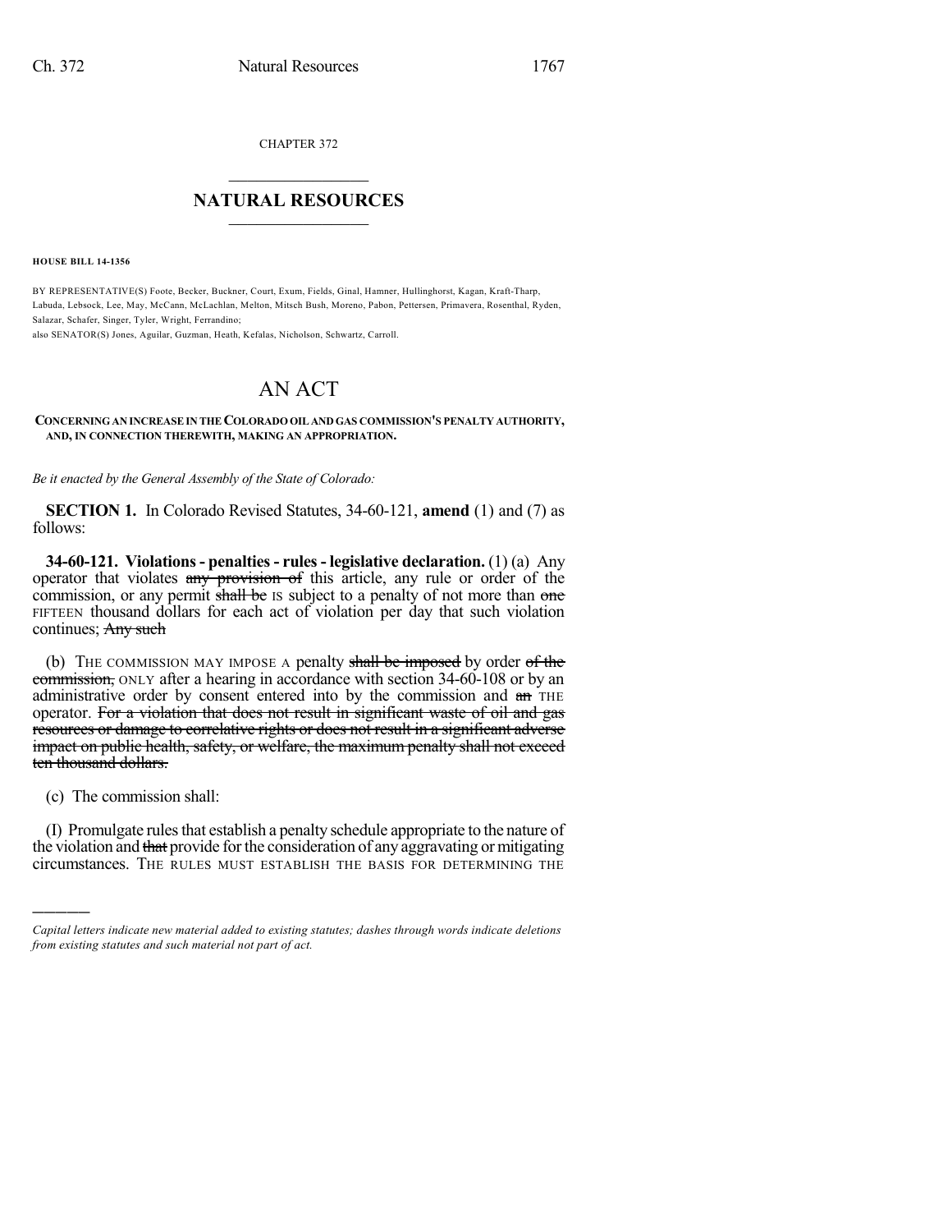CHAPTER 372

# NATURAL RESOURCES

**HOUSE BILL 14-1356**

BY REPRESENTATIVE(S) Foote, Becker, Buckner, Court, Exum, Fields, Ginal, Hamner, Hullinghorst, Kagan, Kraft-Tharp, Labuda, Lebsock, Lee, May, McCann, McLachlan, Melton, Mitsch Bush, Moreno, Pabon, Pettersen, Primavera, Rosenthal, Ryden, Salazar, Schafer, Singer, Tyler, Wright, Ferrandino;
also SENATOR(S) Jones, Aguilar, Guzman, Heath, Kefalas, Nicholson, Schwartz, Carroll.

# AN ACT

**CONCERNING AN INCREASE IN THE COLORADO OIL AND GAS COMMISSION'S PENALTY AUTHORITY, AND, IN CONNECTION THEREWITH, MAKING AN APPROPRIATION.**

*Be it enacted by the General Assembly of the State of Colorado:*

**SECTION 1.** In Colorado Revised Statutes, 34-60-121, **amend** (1) and (7) as follows:

**34-60-121. Violations - penalties - rules - legislative declaration.** (1) (a) Any operator that violates ~~any provision of~~ this article, any rule or order of the commission, or any permit ~~shall be~~ IS subject to a penalty of not more than ~~one~~ FIFTEEN thousand dollars for each act of violation per day that such violation continues; ~~Any such~~

(b) THE COMMISSION MAY IMPOSE A penalty ~~shall be imposed~~ by order ~~of the commission,~~ ONLY after a hearing in accordance with section 34-60-108 or by an administrative order by consent entered into by the commission and ~~an~~ THE operator. ~~For a violation that does not result in significant waste of oil and gas resources or damage to correlative rights or does not result in a significant adverse impact on public health, safety, or welfare, the maximum penalty shall not exceed ten thousand dollars.~~

(c) The commission shall:

(I) Promulgate rules that establish a penalty schedule appropriate to the nature of the violation and ~~that~~ provide for the consideration of any aggravating or mitigating circumstances. THE RULES MUST ESTABLISH THE BASIS FOR DETERMINING THE

---

*Capital letters indicate new material added to existing statutes; dashes through words indicate deletions from existing statutes and such material not part of act.*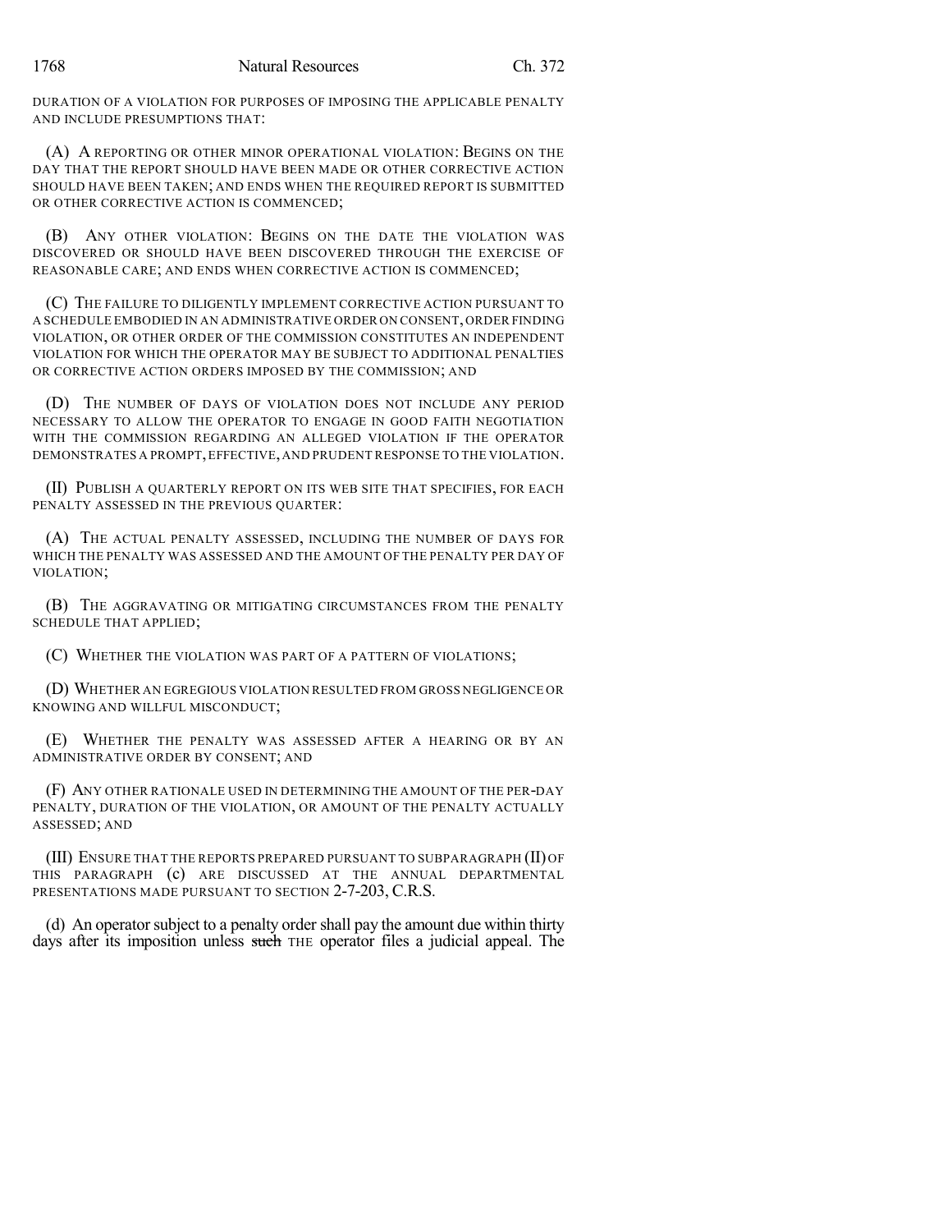DURATION OF A VIOLATION FOR PURPOSES OF IMPOSING THE APPLICABLE PENALTY AND INCLUDE PRESUMPTIONS THAT:

(A) A REPORTING OR OTHER MINOR OPERATIONAL VIOLATION: BEGINS ON THE DAY THAT THE REPORT SHOULD HAVE BEEN MADE OR OTHER CORRECTIVE ACTION SHOULD HAVE BEEN TAKEN; AND ENDS WHEN THE REQUIRED REPORT IS SUBMITTED OR OTHER CORRECTIVE ACTION IS COMMENCED;

(B) ANY OTHER VIOLATION: BEGINS ON THE DATE THE VIOLATION WAS DISCOVERED OR SHOULD HAVE BEEN DISCOVERED THROUGH THE EXERCISE OF REASONABLE CARE; AND ENDS WHEN CORRECTIVE ACTION IS COMMENCED;

(C) THE FAILURE TO DILIGENTLY IMPLEMENT CORRECTIVE ACTION PURSUANT TO A SCHEDULE EMBODIED IN AN ADMINISTRATIVE ORDER ON CONSENT, ORDER FINDING VIOLATION, OR OTHER ORDER OF THE COMMISSION CONSTITUTES AN INDEPENDENT VIOLATION FOR WHICH THE OPERATOR MAY BE SUBJECT TO ADDITIONAL PENALTIES OR CORRECTIVE ACTION ORDERS IMPOSED BY THE COMMISSION; AND

(D) THE NUMBER OF DAYS OF VIOLATION DOES NOT INCLUDE ANY PERIOD NECESSARY TO ALLOW THE OPERATOR TO ENGAGE IN GOOD FAITH NEGOTIATION WITH THE COMMISSION REGARDING AN ALLEGED VIOLATION IF THE OPERATOR DEMONSTRATES A PROMPT, EFFECTIVE, AND PRUDENT RESPONSE TO THE VIOLATION.

(II) PUBLISH A QUARTERLY REPORT ON ITS WEB SITE THAT SPECIFIES, FOR EACH PENALTY ASSESSED IN THE PREVIOUS QUARTER:

(A) THE ACTUAL PENALTY ASSESSED, INCLUDING THE NUMBER OF DAYS FOR WHICH THE PENALTY WAS ASSESSED AND THE AMOUNT OF THE PENALTY PER DAY OF VIOLATION;

(B) THE AGGRAVATING OR MITIGATING CIRCUMSTANCES FROM THE PENALTY SCHEDULE THAT APPLIED;

(C) WHETHER THE VIOLATION WAS PART OF A PATTERN OF VIOLATIONS;

(D) WHETHER AN EGREGIOUS VIOLATION RESULTED FROM GROSS NEGLIGENCE OR KNOWING AND WILLFUL MISCONDUCT;

(E) WHETHER THE PENALTY WAS ASSESSED AFTER A HEARING OR BY AN ADMINISTRATIVE ORDER BY CONSENT; AND

(F) ANY OTHER RATIONALE USED IN DETERMINING THE AMOUNT OF THE PER-DAY PENALTY, DURATION OF THE VIOLATION, OR AMOUNT OF THE PENALTY ACTUALLY ASSESSED; AND

(III) ENSURE THAT THE REPORTS PREPARED PURSUANT TO SUBPARAGRAPH (II) OF THIS PARAGRAPH (c) ARE DISCUSSED AT THE ANNUAL DEPARTMENTAL PRESENTATIONS MADE PURSUANT TO SECTION 2-7-203, C.R.S.

(d) An operator subject to a penalty order shall pay the amount due within thirty days after its imposition unless ~~such~~ THE operator files a judicial appeal. The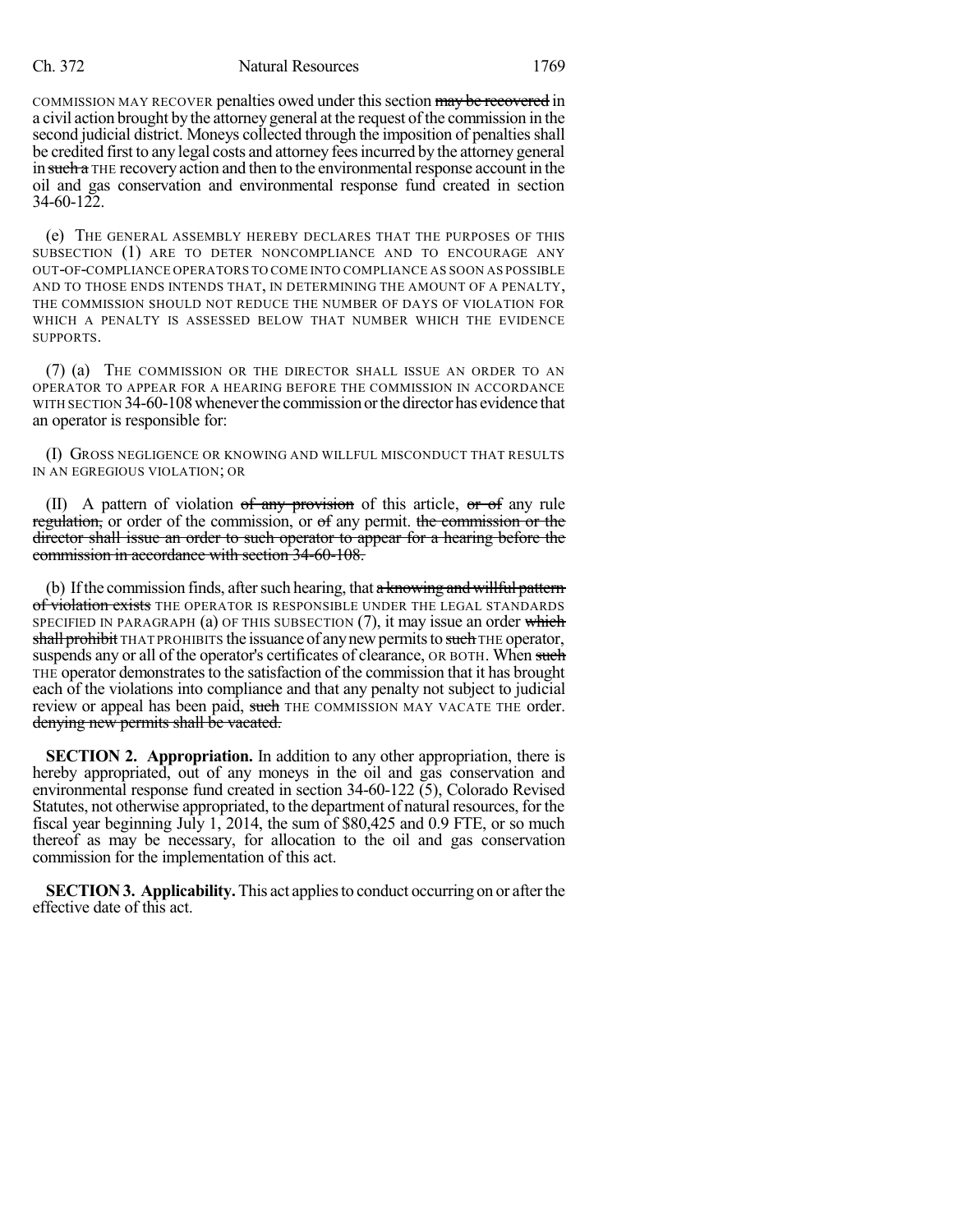COMMISSION MAY RECOVER penalties owed under this section ~~may be recovered~~ in a civil action brought by the attorney general at the request of the commission in the second judicial district. Moneys collected through the imposition of penalties shall be credited first to any legal costs and attorney fees incurred by the attorney general in ~~such a~~ THE recovery action and then to the environmental response account in the oil and gas conservation and environmental response fund created in section 34-60-122.

(e) THE GENERAL ASSEMBLY HEREBY DECLARES THAT THE PURPOSES OF THIS SUBSECTION (1) ARE TO DETER NONCOMPLIANCE AND TO ENCOURAGE ANY OUT-OF-COMPLIANCE OPERATORS TO COME INTO COMPLIANCE AS SOON AS POSSIBLE AND TO THOSE ENDS INTENDS THAT, IN DETERMINING THE AMOUNT OF A PENALTY, THE COMMISSION SHOULD NOT REDUCE THE NUMBER OF DAYS OF VIOLATION FOR WHICH A PENALTY IS ASSESSED BELOW THAT NUMBER WHICH THE EVIDENCE SUPPORTS.

(7) (a) THE COMMISSION OR THE DIRECTOR SHALL ISSUE AN ORDER TO AN OPERATOR TO APPEAR FOR A HEARING BEFORE THE COMMISSION IN ACCORDANCE WITH SECTION 34-60-108 whenever the commission or the director has evidence that an operator is responsible for:

(I) GROSS NEGLIGENCE OR KNOWING AND WILLFUL MISCONDUCT THAT RESULTS IN AN EGREGIOUS VIOLATION; OR

(II) A pattern of violation ~~of any provision~~ of this article, ~~or of~~ any rule ~~regulation,~~ or order of the commission, or ~~of~~ any permit. ~~the commission or the director shall issue an order to such operator to appear for a hearing before the commission in accordance with section 34-60-108.~~

(b) If the commission finds, after such hearing, that ~~a knowing and willful pattern of violation exists~~ THE OPERATOR IS RESPONSIBLE UNDER THE LEGAL STANDARDS SPECIFIED IN PARAGRAPH (a) OF THIS SUBSECTION (7), it may issue an order ~~which shall prohibit~~ THAT PROHIBITS the issuance of any new permits to ~~such~~ THE operator, suspends any or all of the operator's certificates of clearance, OR BOTH. When ~~such~~ THE operator demonstrates to the satisfaction of the commission that it has brought each of the violations into compliance and that any penalty not subject to judicial review or appeal has been paid, ~~such~~ THE COMMISSION MAY VACATE THE order. ~~denying new permits shall be vacated.~~

**SECTION 2. Appropriation.** In addition to any other appropriation, there is hereby appropriated, out of any moneys in the oil and gas conservation and environmental response fund created in section 34-60-122 (5), Colorado Revised Statutes, not otherwise appropriated, to the department of natural resources, for the fiscal year beginning July 1, 2014, the sum of $80,425 and 0.9 FTE, or so much thereof as may be necessary, for allocation to the oil and gas conservation commission for the implementation of this act.

**SECTION 3. Applicability.** This act applies to conduct occurring on or after the effective date of this act.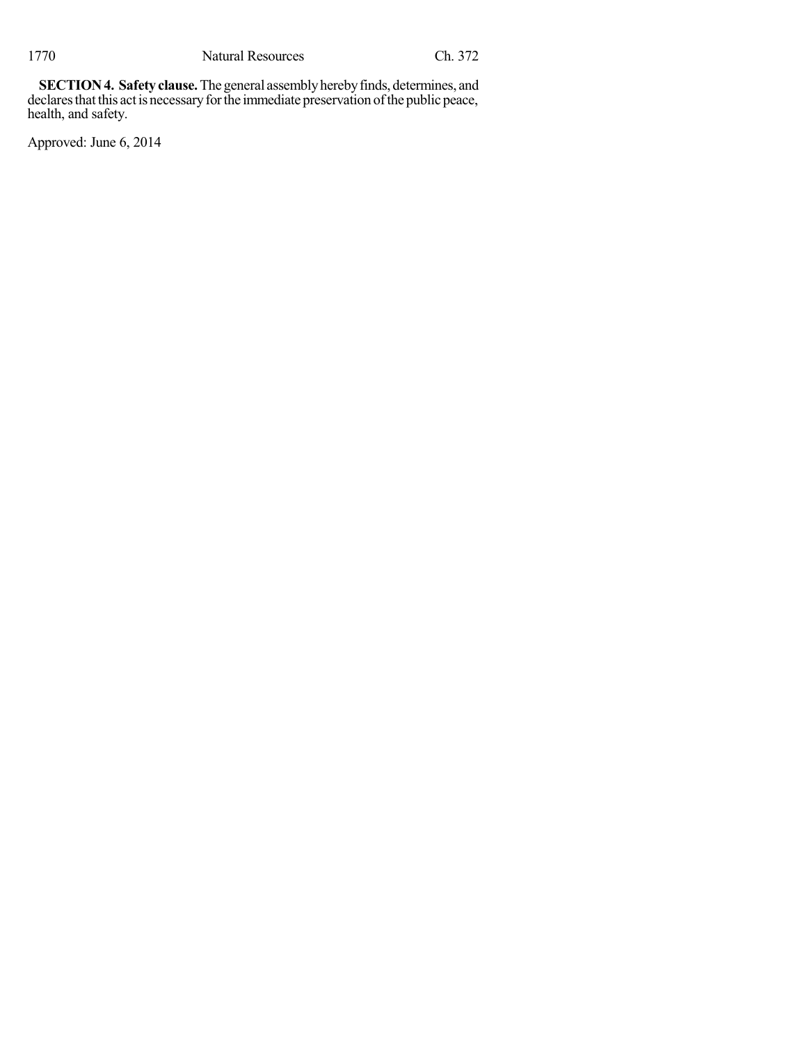**SECTION 4. Safety clause.** The general assembly hereby finds, determines, and declares that this act is necessary for the immediate preservation of the public peace, health, and safety.

Approved: June 6, 2014